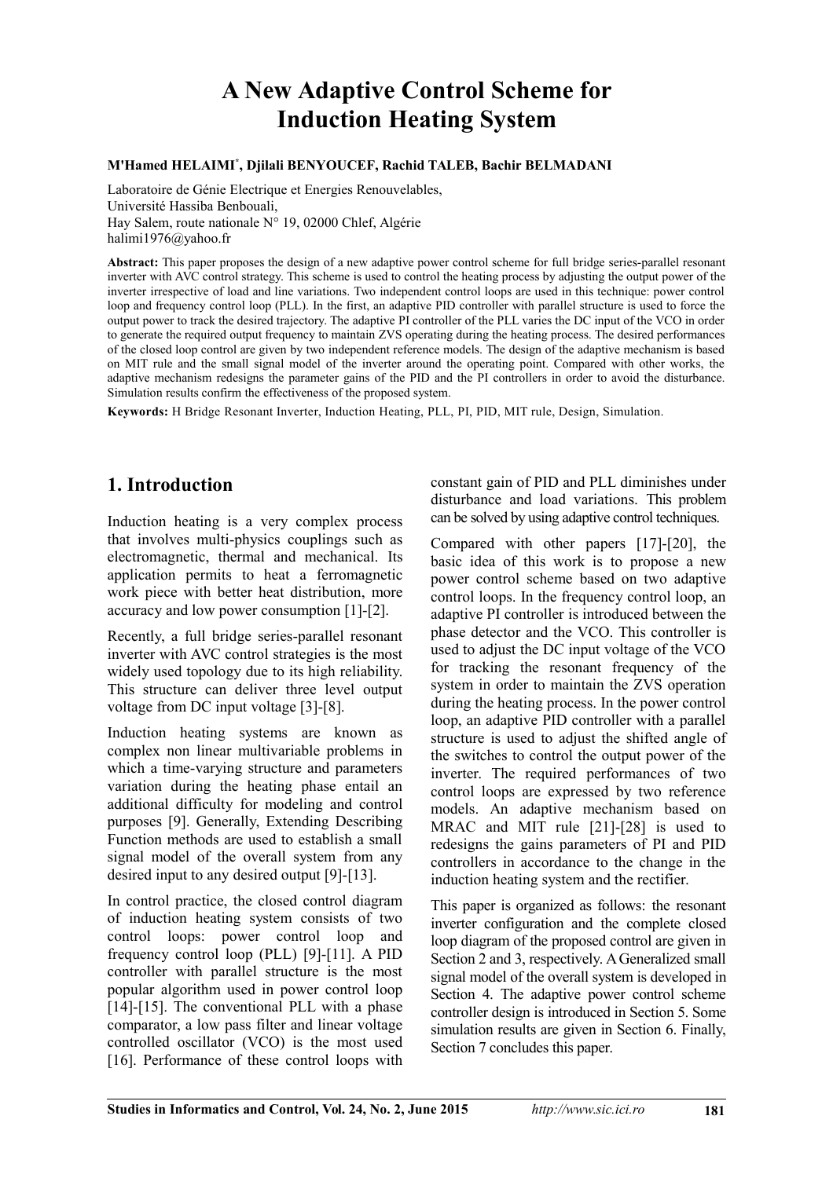# A New Adaptive Control Scheme for Induction Heating System

**M'Hamed HELAIMI*, Djilali BENYOUCEF, Rachid TALEB, Bachir BELMADANI**

Laboratoire de Génie Electrique et Energies Renouvelables,
Université Hassiba Benbouali,
Hay Salem, route nationale N° 19, 02000 Chlef, Algérie
halimi1976@yahoo.fr

**Abstract:** This paper proposes the design of a new adaptive power control scheme for full bridge series-parallel resonant inverter with AVC control strategy. This scheme is used to control the heating process by adjusting the output power of the inverter irrespective of load and line variations. Two independent control loops are used in this technique: power control loop and frequency control loop (PLL). In the first, an adaptive PID controller with parallel structure is used to force the output power to track the desired trajectory. The adaptive PI controller of the PLL varies the DC input of the VCO in order to generate the required output frequency to maintain ZVS operating during the heating process. The desired performances of the closed loop control are given by two independent reference models. The design of the adaptive mechanism is based on MIT rule and the small signal model of the inverter around the operating point. Compared with other works, the adaptive mechanism redesigns the parameter gains of the PID and the PI controllers in order to avoid the disturbance. Simulation results confirm the effectiveness of the proposed system.

**Keywords:** H Bridge Resonant Inverter, Induction Heating, PLL, PI, PID, MIT rule, Design, Simulation.

## 1. Introduction

Induction heating is a very complex process that involves multi-physics couplings such as electromagnetic, thermal and mechanical. Its application permits to heat a ferromagnetic work piece with better heat distribution, more accuracy and low power consumption [1]-[2].

Recently, a full bridge series-parallel resonant inverter with AVC control strategies is the most widely used topology due to its high reliability. This structure can deliver three level output voltage from DC input voltage [3]-[8].

Induction heating systems are known as complex non linear multivariable problems in which a time-varying structure and parameters variation during the heating phase entail an additional difficulty for modeling and control purposes [9]. Generally, Extending Describing Function methods are used to establish a small signal model of the overall system from any desired input to any desired output [9]-[13].

In control practice, the closed control diagram of induction heating system consists of two control loops: power control loop and frequency control loop (PLL) [9]-[11]. A PID controller with parallel structure is the most popular algorithm used in power control loop [14]-[15]. The conventional PLL with a phase comparator, a low pass filter and linear voltage controlled oscillator (VCO) is the most used [16]. Performance of these control loops with constant gain of PID and PLL diminishes under disturbance and load variations. This problem can be solved by using adaptive control techniques.

Compared with other papers [17]-[20], the basic idea of this work is to propose a new power control scheme based on two adaptive control loops. In the frequency control loop, an adaptive PI controller is introduced between the phase detector and the VCO. This controller is used to adjust the DC input voltage of the VCO for tracking the resonant frequency of the system in order to maintain the ZVS operation during the heating process. In the power control loop, an adaptive PID controller with a parallel structure is used to adjust the shifted angle of the switches to control the output power of the inverter. The required performances of two control loops are expressed by two reference models. An adaptive mechanism based on MRAC and MIT rule [21]-[28] is used to redesigns the gains parameters of PI and PID controllers in accordance to the change in the induction heating system and the rectifier.

This paper is organized as follows: the resonant inverter configuration and the complete closed loop diagram of the proposed control are given in Section 2 and 3, respectively. A Generalized small signal model of the overall system is developed in Section 4. The adaptive power control scheme controller design is introduced in Section 5. Some simulation results are given in Section 6. Finally, Section 7 concludes this paper.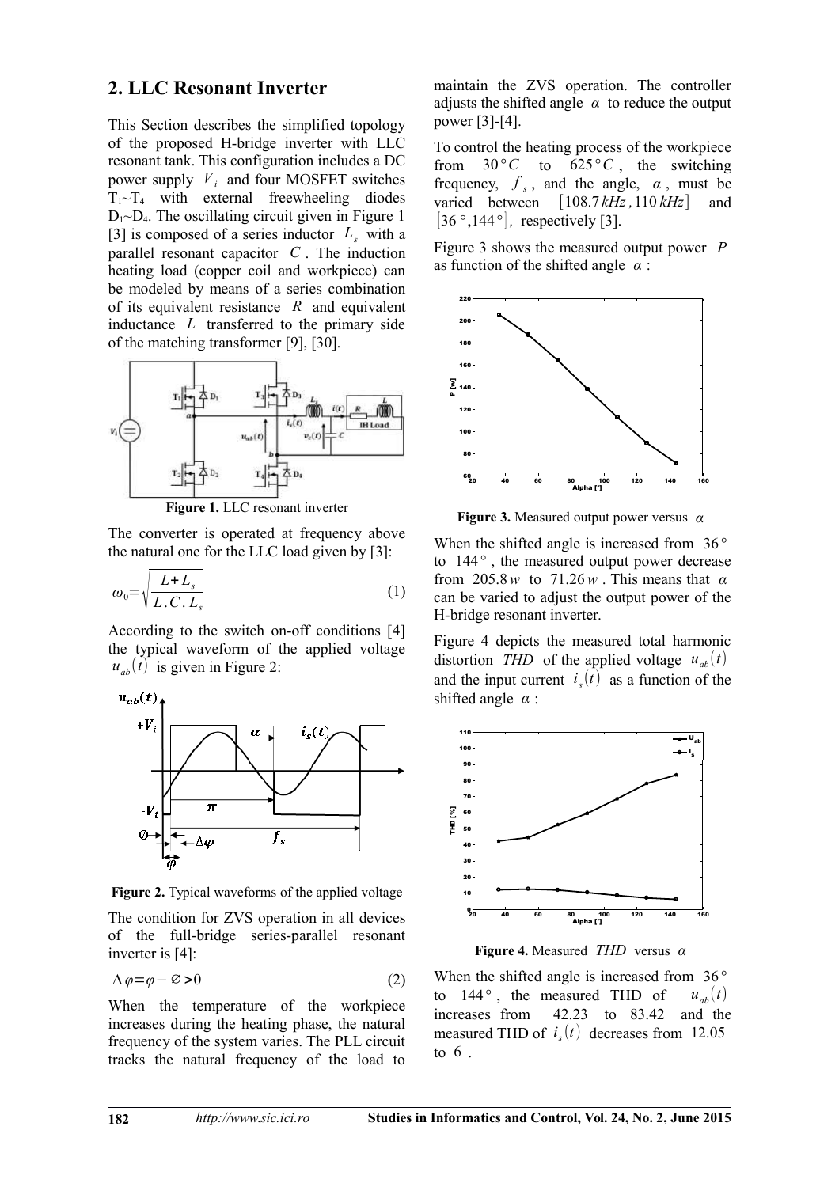## 2. LLC Resonant Inverter

This Section describes the simplified topology of the proposed H-bridge inverter with LLC resonant tank. This configuration includes a DC power supply $V_i$ and four MOSFET switches $T_1$~$T_4$ with external freewheeling diodes $D_1$~$D_4$. The oscillating circuit given in Figure 1 [3] is composed of a series inductor $L_s$ with a parallel resonant capacitor $C$. The induction heating load (copper coil and workpiece) can be modeled by means of a series combination of its equivalent resistance $R$ and equivalent inductance $L$ transferred to the primary side of the matching transformer [9], [30].

**Figure 1.** LLC resonant inverter

The converter is operated at frequency above the natural one for the LLC load given by [3]:

$$\omega_0 = \sqrt{\frac{L + L_s}{L.C.L_s}} \tag{1}$$

According to the switch on-off conditions [4] the typical waveform of the applied voltage $u_{ab}(t)$ is given in Figure 2:

**Figure 2.** Typical waveforms of the applied voltage

The condition for ZVS operation in all devices of the full-bridge series-parallel resonant inverter is [4]:

$$\Delta\varphi = \varphi - \varnothing > 0 \tag{2}$$

When the temperature of the workpiece increases during the heating phase, the natural frequency of the system varies. The PLL circuit tracks the natural frequency of the load to maintain the ZVS operation. The controller adjusts the shifted angle $\alpha$ to reduce the output power [3]-[4].

To control the heating process of the workpiece from $30°C$ to $625°C$, the switching frequency, $f_s$, and the angle, $\alpha$, must be varied between $[108.7\,kHz, 110\,kHz]$ and $[36°, 144°]$, respectively [3].

Figure 3 shows the measured output power $P$ as function of the shifted angle $\alpha$:

**Figure 3.** Measured output power versus $\alpha$

When the shifted angle is increased from $36°$ to $144°$, the measured output power decrease from $205.8\,w$ to $71.26\,w$. This means that $\alpha$ can be varied to adjust the output power of the H-bridge resonant inverter.

Figure 4 depicts the measured total harmonic distortion $THD$ of the applied voltage $u_{ab}(t)$ and the input current $i_s(t)$ as a function of the shifted angle $\alpha$:

**Figure 4.** Measured $THD$ versus $\alpha$

When the shifted angle is increased from $36°$ to $144°$, the measured THD of $u_{ab}(t)$ increases from 42.23 to 83.42 and the measured THD of $i_s(t)$ decreases from 12.05 to 6.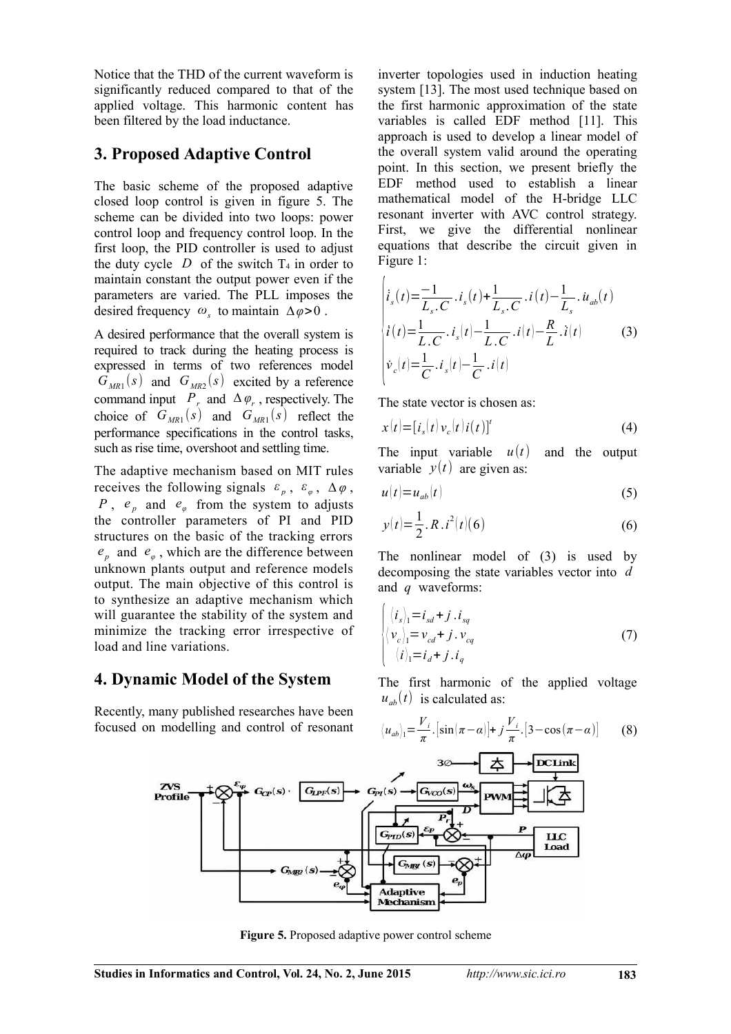Notice that the THD of the current waveform is significantly reduced compared to that of the applied voltage. This harmonic content has been filtered by the load inductance.

## 3. Proposed Adaptive Control

The basic scheme of the proposed adaptive closed loop control is given in figure 5. The scheme can be divided into two loops: power control loop and frequency control loop. In the first loop, the PID controller is used to adjust the duty cycle $D$ of the switch $T_4$ in order to maintain constant the output power even if the parameters are varied. The PLL imposes the desired frequency $\omega_s$ to maintain $\Delta\varphi > 0$.

A desired performance that the overall system is required to track during the heating process is expressed in terms of two references model $G_{MR1}(s)$ and $G_{MR2}(s)$ excited by a reference command input $P_r$ and $\Delta\varphi_r$, respectively. The choice of $G_{MR1}(s)$ and $G_{MR1}(s)$ reflect the performance specifications in the control tasks, such as rise time, overshoot and settling time.

The adaptive mechanism based on MIT rules receives the following signals $\varepsilon_p$, $\varepsilon_\varphi$, $\Delta\varphi$, $P$, $e_p$ and $e_\varphi$ from the system to adjusts the controller parameters of PI and PID structures on the basic of the tracking errors $e_p$ and $e_\varphi$, which are the difference between unknown plants output and reference models output. The main objective of this control is to synthesize an adaptive mechanism which will guarantee the stability of the system and minimize the tracking error irrespective of load and line variations.

## 4. Dynamic Model of the System

Recently, many published researches have been focused on modelling and control of resonant inverter topologies used in induction heating system [13]. The most used technique based on the first harmonic approximation of the state variables is called EDF method [11]. This approach is used to develop a linear model of the overall system valid around the operating point. In this section, we present briefly the EDF method used to establish a linear mathematical model of the H-bridge LLC resonant inverter with AVC control strategy. First, we give the differential nonlinear equations that describe the circuit given in Figure 1:

$$\begin{cases} \dot{i}_s(t) = \dfrac{-1}{L_s.C}.i_s(t) + \dfrac{1}{L_s.C}.i(t) - \dfrac{1}{L_s}.\dot{u}_{ab}(t) \\ \dot{i}(t) = \dfrac{1}{L.C}.i_s(t) - \dfrac{1}{L.C}.i(t) - \dfrac{R}{L}.\dot{i}(t) \\ \dot{v}_c(t) = \dfrac{1}{C}.i_s(t) - \dfrac{1}{C}.i(t) \end{cases} \tag{3}$$

The state vector is chosen as:

$$x(t) = [i_s(t)\, v_c(t)\, i(t)]^t \tag{4}$$

The input variable $u(t)$ and the output variable $y(t)$ are given as:

$$u(t) = u_{ab}(t) \tag{5}$$

$$y(t) = \frac{1}{2}.R.i^2(t)(6) \tag{6}$$

The nonlinear model of (3) is used by decomposing the state variables vector into $d$ and $q$ waveforms:

$$\begin{cases} \langle i_s \rangle_1 = i_{sd} + j.i_{sq} \\ \langle v_c \rangle_1 = v_{cd} + j.v_{cq} \\ \langle i \rangle_1 = i_d + j.i_q \end{cases} \tag{7}$$

The first harmonic of the applied voltage $u_{ab}(t)$ is calculated as:

$$\langle u_{ab} \rangle_1 = \frac{V_i}{\pi}.[\sin(\pi-\alpha)] + j\frac{V_i}{\pi}.[3-\cos(\pi-\alpha)] \tag{8}$$

**Figure 5.** Proposed adaptive power control scheme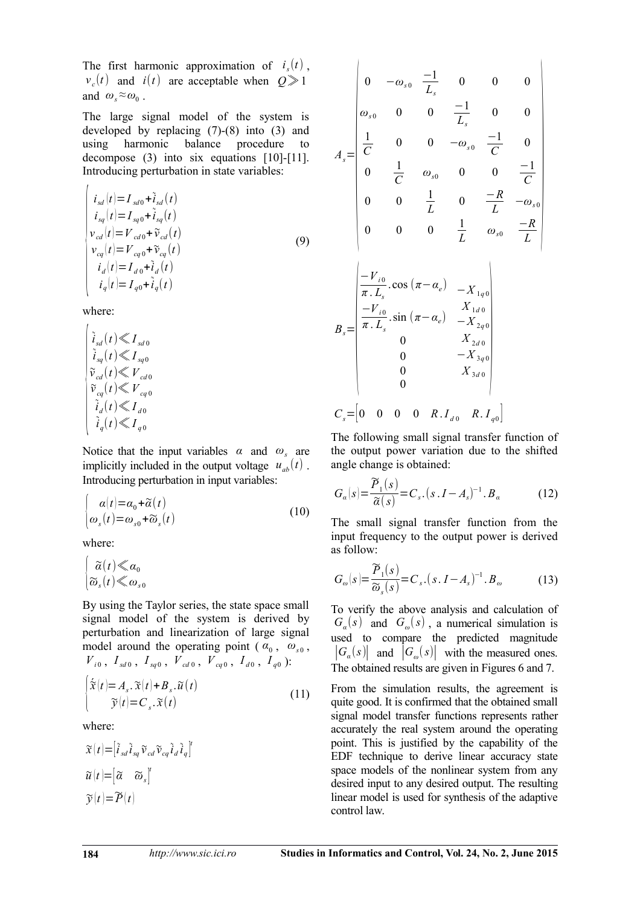The first harmonic approximation of $i_s(t)$, $v_c(t)$ and $i(t)$ are acceptable when $Q \gg 1$ and $\omega_s \approx \omega_0$.

The large signal model of the system is developed by replacing (7)-(8) into (3) and using harmonic balance procedure to decompose (3) into six equations [10]-[11]. Introducing perturbation in state variables:

$$\begin{cases} i_{sd}(t) = I_{sd0} + \tilde{i}_{sd}(t) \\ i_{sq}(t) = I_{sq0} + \tilde{i}_{sq}(t) \\ v_{cd}(t) = V_{cd0} + \tilde{v}_{cd}(t) \\ v_{cq}(t) = V_{cq0} + \tilde{v}_{cq}(t) \\ i_d(t) = I_{d0} + \tilde{i}_d(t) \\ i_q(t) = I_{q0} + \tilde{i}_q(t) \end{cases} \tag{9}$$

where:

$$\begin{cases} \tilde{i}_{sd}(t) \ll I_{sd0} \\ \tilde{i}_{sq}(t) \ll I_{sq0} \\ \tilde{v}_{cd}(t) \ll V_{cd0} \\ \tilde{v}_{cq}(t) \ll V_{cq0} \\ \tilde{i}_d(t) \ll I_{d0} \\ \tilde{i}_q(t) \ll I_{q0} \end{cases}$$

Notice that the input variables $\alpha$ and $\omega_s$ are implicitly included in the output voltage $u_{ab}(t)$. Introducing perturbation in input variables:

$$\begin{cases} \alpha(t) = \alpha_0 + \tilde{\alpha}(t) \\ \omega_s(t) = \omega_{s0} + \tilde{\omega}_s(t) \end{cases} \tag{10}$$

where:

$$\begin{cases} \tilde{\alpha}(t) \ll \alpha_0 \\ \tilde{\omega}_s(t) \ll \omega_{s0} \end{cases}$$

By using the Taylor series, the state space small signal model of the system is derived by perturbation and linearization of large signal model around the operating point ($\alpha_0$, $\omega_{s0}$, $V_{i0}$, $I_{sd0}$, $I_{sq0}$, $V_{cd0}$, $V_{cq0}$, $I_{d0}$, $I_{q0}$):

$$\begin{cases} \dot{\tilde{x}}(t) = A_s . \tilde{x}(t) + B_s . \tilde{u}(t) \\ \tilde{y}(t) = C_s . \tilde{x}(t) \end{cases} \tag{11}$$

where:

$$\tilde{x}(t) = \left[\tilde{i}_{sd}\, \tilde{i}_{sq}\, \tilde{v}_{cd}\, \tilde{v}_{cq}\, \tilde{i}_d\, \tilde{i}_q\right]^t$$

$$\tilde{u}(t) = \left[\tilde{\alpha} \quad \tilde{\omega}_s\right]^t$$

$$\tilde{y}(t) = \tilde{P}(t)$$

$$A_s = \begin{vmatrix} 0 & -\omega_{s0} & \frac{-1}{L_s} & 0 & 0 & 0 \\ \omega_{s0} & 0 & 0 & \frac{-1}{L_s} & 0 & 0 \\ \frac{1}{C} & 0 & 0 & -\omega_{s0} & \frac{-1}{C} & 0 \\ 0 & \frac{1}{C} & \omega_{s0} & 0 & 0 & \frac{-1}{C} \\ 0 & 0 & \frac{1}{L} & 0 & \frac{-R}{L} & -\omega_{s0} \\ 0 & 0 & 0 & \frac{1}{L} & \omega_{s0} & \frac{-R}{L} \end{vmatrix}$$

$$B_s = \begin{vmatrix} \frac{-V_{i0}}{\pi . L_s} . \cos(\pi - \alpha_e) & -X_{1q0} \\ \frac{-V_{i0}}{\pi . L_s} . \sin(\pi - \alpha_e) & X_{1d0} \\ & -X_{2q0} \\ 0 & X_{2d0} \\ 0 & -X_{3q0} \\ 0 & X_{3d0} \\ 0 & \end{vmatrix}$$

$$C_s = \begin{bmatrix} 0 & 0 & 0 & 0 & R . I_{d0} & R . I_{q0} \end{bmatrix}$$

The following small signal transfer function of the output power variation due to the shifted angle change is obtained:

$$G_\alpha(s) = \frac{\tilde{P}_1(s)}{\tilde{\alpha}(s)} = C_s . (s . I - A_s)^{-1} . B_\alpha \tag{12}$$

The small signal transfer function from the input frequency to the output power is derived as follow:

$$G_\omega(s) = \frac{\tilde{P}_1(s)}{\tilde{\omega}_s(s)} = C_s . (s . I - A_s)^{-1} . B_\omega \tag{13}$$

To verify the above analysis and calculation of $G_\alpha(s)$ and $G_\omega(s)$, a numerical simulation is used to compare the predicted magnitude $|G_\alpha(s)|$ and $|G_\omega(s)|$ with the measured ones. The obtained results are given in Figures 6 and 7.

From the simulation results, the agreement is quite good. It is confirmed that the obtained small signal model transfer functions represents rather accurately the real system around the operating point. This is justified by the capability of the EDF technique to derive linear accuracy state space models of the nonlinear system from any desired input to any desired output. The resulting linear model is used for synthesis of the adaptive control law.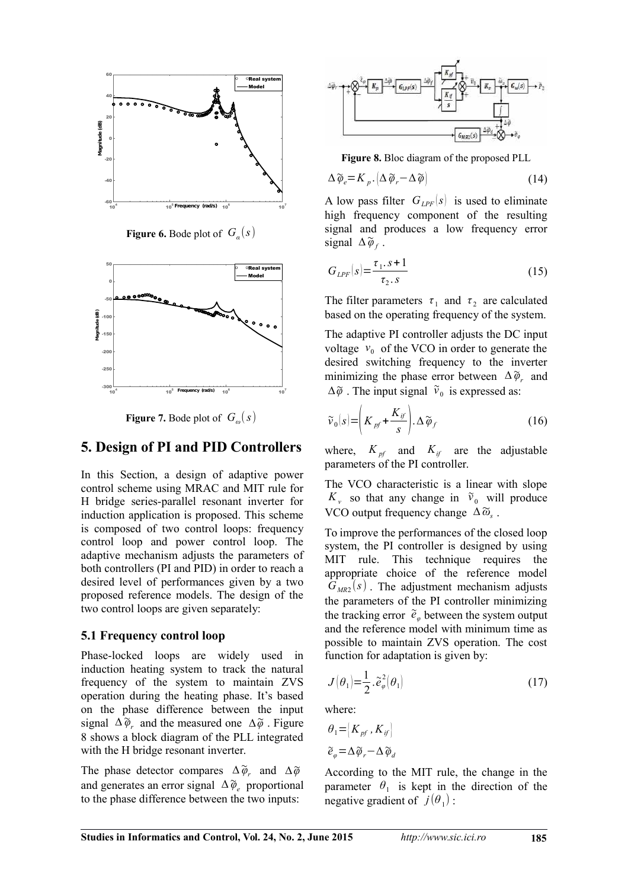**Figure 6.** Bode plot of $G_\alpha(s)$

**Figure 7.** Bode plot of $G_\omega(s)$

## 5. Design of PI and PID Controllers

In this Section, a design of adaptive power control scheme using MRAC and MIT rule for H bridge series-parallel resonant inverter for induction application is proposed. This scheme is composed of two control loops: frequency control loop and power control loop. The adaptive mechanism adjusts the parameters of both controllers (PI and PID) in order to reach a desired level of performances given by a two proposed reference models. The design of the two control loops are given separately:

### 5.1 Frequency control loop

Phase-locked loops are widely used in induction heating system to track the natural frequency of the system to maintain ZVS operation during the heating phase. It's based on the phase difference between the input signal $\Delta\tilde{\varphi}_r$ and the measured one $\Delta\tilde{\varphi}$. Figure 8 shows a block diagram of the PLL integrated with the H bridge resonant inverter.

The phase detector compares $\Delta\tilde{\varphi}_r$ and $\Delta\tilde{\varphi}$ and generates an error signal $\Delta\tilde{\varphi}_e$ proportional to the phase difference between the two inputs:

**Figure 8.** Bloc diagram of the proposed PLL

$$\Delta\tilde{\varphi}_e = K_p.(\Delta\tilde{\varphi}_r - \Delta\tilde{\varphi}) \tag{14}$$

A low pass filter $G_{LPF}(s)$ is used to eliminate high frequency component of the resulting signal and produces a low frequency error signal $\Delta\tilde{\varphi}_f$.

$$G_{LPF}(s) = \frac{\tau_1.s+1}{\tau_2.s} \tag{15}$$

The filter parameters $\tau_1$ and $\tau_2$ are calculated based on the operating frequency of the system.

The adaptive PI controller adjusts the DC input voltage $v_0$ of the VCO in order to generate the desired switching frequency to the inverter minimizing the phase error between $\Delta\tilde{\varphi}_r$ and $\Delta\tilde{\varphi}$. The input signal $\tilde{v}_0$ is expressed as:

$$\tilde{v}_0(s) = \left(K_{pf} + \frac{K_{if}}{s}\right).\Delta\tilde{\varphi}_f \tag{16}$$

where, $K_{pf}$ and $K_{if}$ are the adjustable parameters of the PI controller.

The VCO characteristic is a linear with slope $K_v$ so that any change in $\tilde{v}_0$ will produce VCO output frequency change $\Delta\tilde{\omega}_s$.

To improve the performances of the closed loop system, the PI controller is designed by using MIT rule. This technique requires the appropriate choice of the reference model $G_{MR2}(s)$. The adjustment mechanism adjusts the parameters of the PI controller minimizing the tracking error $\tilde{e}_\varphi$ between the system output and the reference model with minimum time as possible to maintain ZVS operation. The cost function for adaptation is given by:

$$J(\theta_1) = \frac{1}{2}.\tilde{e}_\varphi^2(\theta_1) \tag{17}$$

where:

$$\theta_1 = [K_{pf}, K_{if}]$$

$$\tilde{e}_\varphi = \Delta\tilde{\varphi}_r - \Delta\tilde{\varphi}_d$$

According to the MIT rule, the change in the parameter $\theta_1$ is kept in the direction of the negative gradient of $j(\theta_1)$: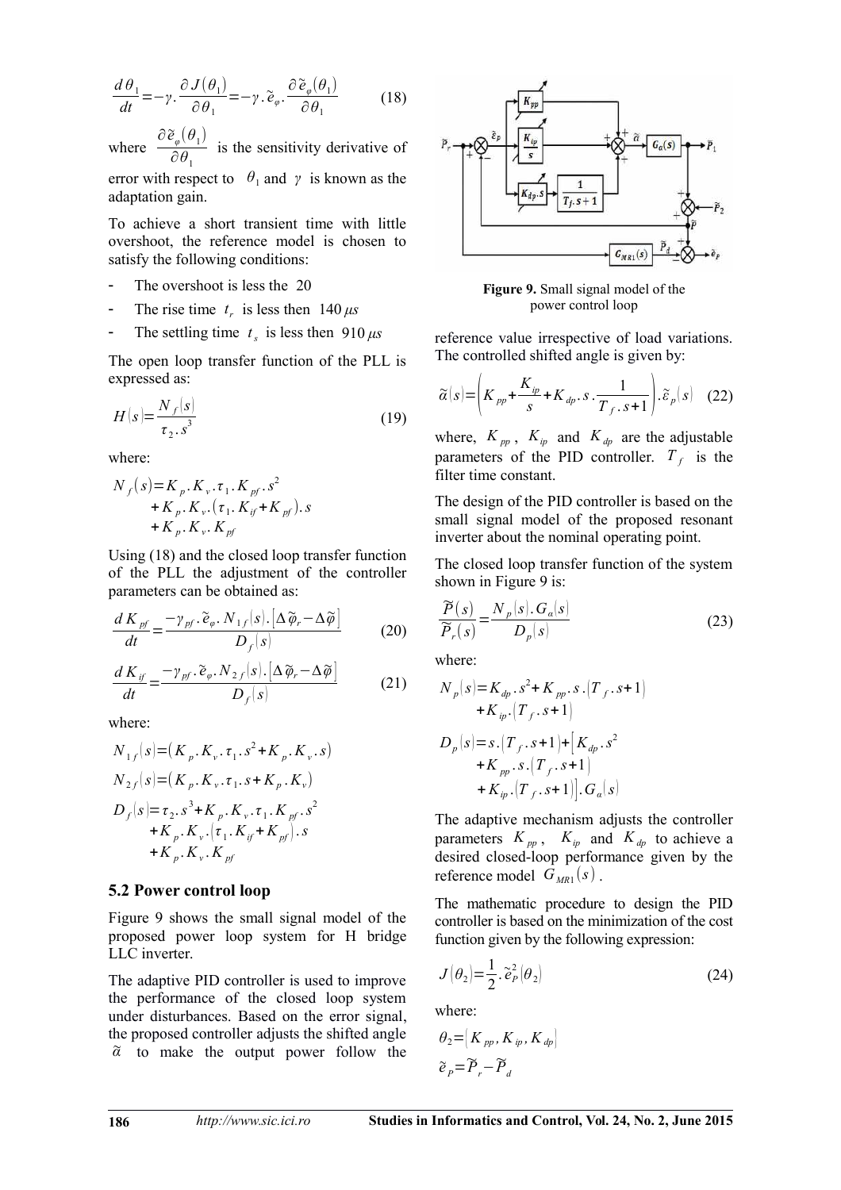$$\frac{d\theta_1}{dt} = -\gamma . \frac{\partial J(\theta_1)}{\partial \theta_1} = -\gamma . \tilde{e}_{\varphi} . \frac{\partial \tilde{e}_{\varphi}(\theta_1)}{\partial \theta_1} \quad (18)$$

where $\frac{\partial \tilde{e}_{\varphi}(\theta_1)}{\partial \theta_1}$ is the sensitivity derivative of error with respect to $\theta_1$ and $\gamma$ is known as the adaptation gain.

To achieve a short transient time with little overshoot, the reference model is chosen to satisfy the following conditions:

- The overshoot is less the 20
- The rise time $t_r$ is less then $140\,\mu s$
- The settling time $t_s$ is less then $910\,\mu s$

The open loop transfer function of the PLL is expressed as:

$$H(s) = \frac{N_f(s)}{\tau_2 . s^3} \quad (19)$$

where:

$$\begin{aligned} N_f(s) &= K_p . K_v . \tau_1 . K_{pf} . s^2 \\ &+ K_p . K_v . (\tau_1 . K_{if} + K_{pf}) . s \\ &+ K_p . K_v . K_{pf} \end{aligned}$$

Using (18) and the closed loop transfer function of the PLL the adjustment of the controller parameters can be obtained as:

$$\frac{d K_{pf}}{dt} = \frac{-\gamma_{pf} . \tilde{e}_{\varphi} . N_{1f}(s) . [\Delta\tilde{\varphi}_r - \Delta\tilde{\varphi}]}{D_f(s)} \quad (20)$$

$$\frac{d K_{if}}{dt} = \frac{-\gamma_{pf} . \tilde{e}_{\varphi} . N_{2f}(s) . [\Delta\tilde{\varphi}_r - \Delta\tilde{\varphi}]}{D_f(s)} \quad (21)$$

where:

$$N_{1f}(s) = (K_p . K_v . \tau_1 . s^2 + K_p . K_v . s)$$

$$N_{2f}(s) = (K_p . K_v . \tau_1 . s + K_p . K_v)$$

$$\begin{aligned} D_f(s) &= \tau_2 . s^3 + K_p . K_v . \tau_1 . K_{pf} . s^2 \\ &+ K_p . K_v . (\tau_1 . K_{if} + K_{pf}) . s \\ &+ K_p . K_v . K_{pf} \end{aligned}$$

### 5.2 Power control loop

Figure 9 shows the small signal model of the proposed power loop system for H bridge LLC inverter.

The adaptive PID controller is used to improve the performance of the closed loop system under disturbances. Based on the error signal, the proposed controller adjusts the shifted angle $\tilde{\alpha}$ to make the output power follow the reference value irrespective of load variations. The controlled shifted angle is given by:

Figure 9. Small signal model of the power control loop

$$\tilde{\alpha}(s) = \left( K_{pp} + \frac{K_{ip}}{s} + K_{dp} . s . \frac{1}{T_f . s + 1} \right) . \tilde{\varepsilon}_p(s) \quad (22)$$

where, $K_{pp}$, $K_{ip}$ and $K_{dp}$ are the adjustable parameters of the PID controller. $T_f$ is the filter time constant.

The design of the PID controller is based on the small signal model of the proposed resonant inverter about the nominal operating point.

The closed loop transfer function of the system shown in Figure 9 is:

$$\frac{\tilde{P}(s)}{\tilde{P}_r(s)} = \frac{N_p(s) . G_{\alpha}(s)}{D_p(s)} \quad (23)$$

where:

$$\begin{aligned} N_p(s) &= K_{dp} . s^2 + K_{pp} . s . (T_f . s + 1) \\ &+ K_{ip} . (T_f . s + 1) \end{aligned}$$

$$\begin{aligned} D_p(s) &= s . (T_f . s + 1) + [K_{dp} . s^2 \\ &+ K_{pp} . s . (T_f . s + 1) \\ &+ K_{ip} . (T_f . s + 1)] . G_{\alpha}(s) \end{aligned}$$

The adaptive mechanism adjusts the controller parameters $K_{pp}$, $K_{ip}$ and $K_{dp}$ to achieve a desired closed-loop performance given by the reference model $G_{MR1}(s)$.

The mathematic procedure to design the PID controller is based on the minimization of the cost function given by the following expression:

$$J(\theta_2) = \frac{1}{2} . \tilde{e}_P^2(\theta_2) \quad (24)$$

where:

$$\theta_2 = [K_{pp}, K_{ip}, K_{dp}]$$

$$\tilde{e}_P = \tilde{P}_r - \tilde{P}_d$$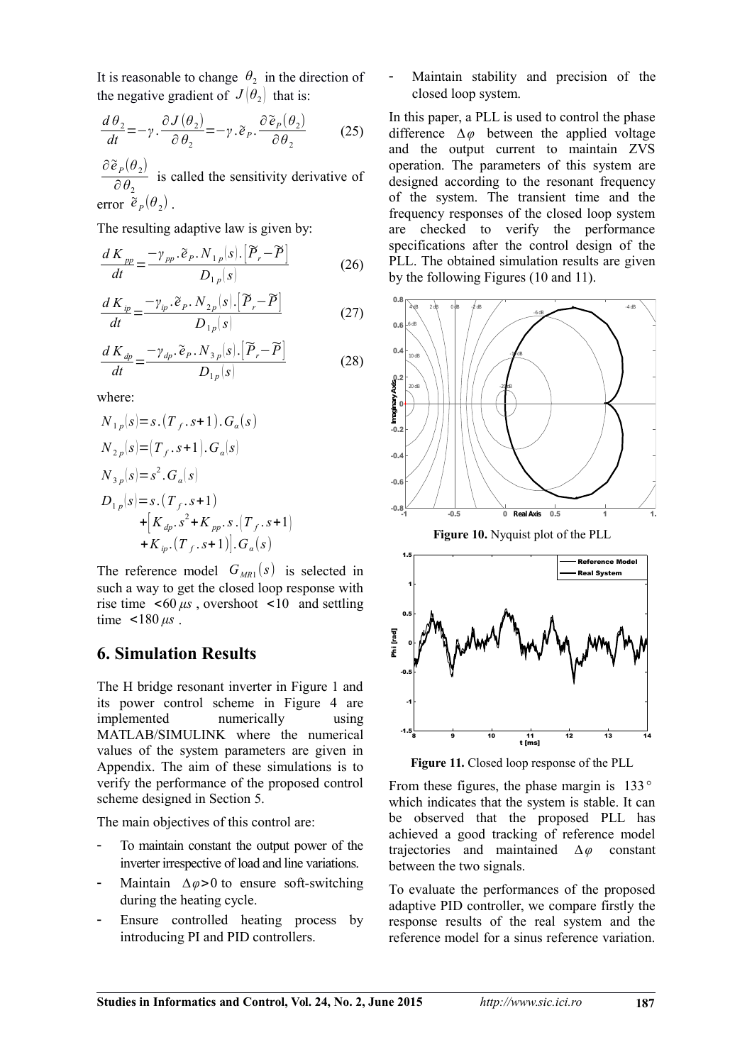It is reasonable to change $\theta_2$ in the direction of the negative gradient of $J(\theta_2)$ that is:

$$\frac{d\theta_2}{dt} = -\gamma.\frac{\partial J(\theta_2)}{\partial\theta_2} = -\gamma.\tilde{e}_P.\frac{\partial\tilde{e}_P(\theta_2)}{\partial\theta_2} \tag{25}$$

$\frac{\partial\tilde{e}_P(\theta_2)}{\partial\theta_2}$ is called the sensitivity derivative of error $\tilde{e}_P(\theta_2)$.

The resulting adaptive law is given by:

$$\frac{dK_{pp}}{dt} = \frac{-\gamma_{pp}.\tilde{e}_P.N_{1p}(s).\left[\tilde{P}_r - \tilde{P}\right]}{D_{1p}(s)} \tag{26}$$

$$\frac{dK_{ip}}{dt} = \frac{-\gamma_{ip}.\tilde{e}_P.N_{2p}(s).\left[\tilde{P}_r - \tilde{P}\right]}{D_{1p}(s)} \tag{27}$$

$$\frac{dK_{dp}}{dt} = \frac{-\gamma_{dp}.\tilde{e}_P.N_{3p}(s).\left[\tilde{P}_r - \tilde{P}\right]}{D_{1p}(s)} \tag{28}$$

where:

$$N_{1p}(s) = s.(T_f.s+1).G_\alpha(s)$$

$$N_{2p}(s) = (T_f.s+1).G_\alpha(s)$$

$$N_{3p}(s) = s^2.G_\alpha(s)$$

$$\begin{aligned} D_{1p}(s) = {} & s.(T_f.s+1) \\ & + \left[K_{dp}.s^2 + K_{pp}.s.(T_f.s+1)\right. \\ & \left. + K_{ip}.(T_f.s+1)\right].G_\alpha(s) \end{aligned}$$

The reference model $G_{MR1}(s)$ is selected in such a way to get the closed loop response with rise time $<60\,\mu s$, overshoot $<10$ and settling time $<180\,\mu s$.

## 6. Simulation Results

The H bridge resonant inverter in Figure 1 and its power control scheme in Figure 4 are implemented numerically using MATLAB/SIMULINK where the numerical values of the system parameters are given in Appendix. The aim of these simulations is to verify the performance of the proposed control scheme designed in Section 5.

The main objectives of this control are:

- To maintain constant the output power of the inverter irrespective of load and line variations.
- Maintain $\Delta\varphi > 0$ to ensure soft-switching during the heating cycle.
- Ensure controlled heating process by introducing PI and PID controllers.
- Maintain stability and precision of the closed loop system.

In this paper, a PLL is used to control the phase difference $\Delta\varphi$ between the applied voltage and the output current to maintain ZVS operation. The parameters of this system are designed according to the resonant frequency of the system. The transient time and the frequency responses of the closed loop system are checked to verify the performance specifications after the control design of the PLL. The obtained simulation results are given by the following Figures (10 and 11).

**Figure 10.** Nyquist plot of the PLL

**Figure 11.** Closed loop response of the PLL

From these figures, the phase margin is $133°$ which indicates that the system is stable. It can be observed that the proposed PLL has achieved a good tracking of reference model trajectories and maintained $\Delta\varphi$ constant between the two signals.

To evaluate the performances of the proposed adaptive PID controller, we compare firstly the response results of the real system and the reference model for a sinus reference variation.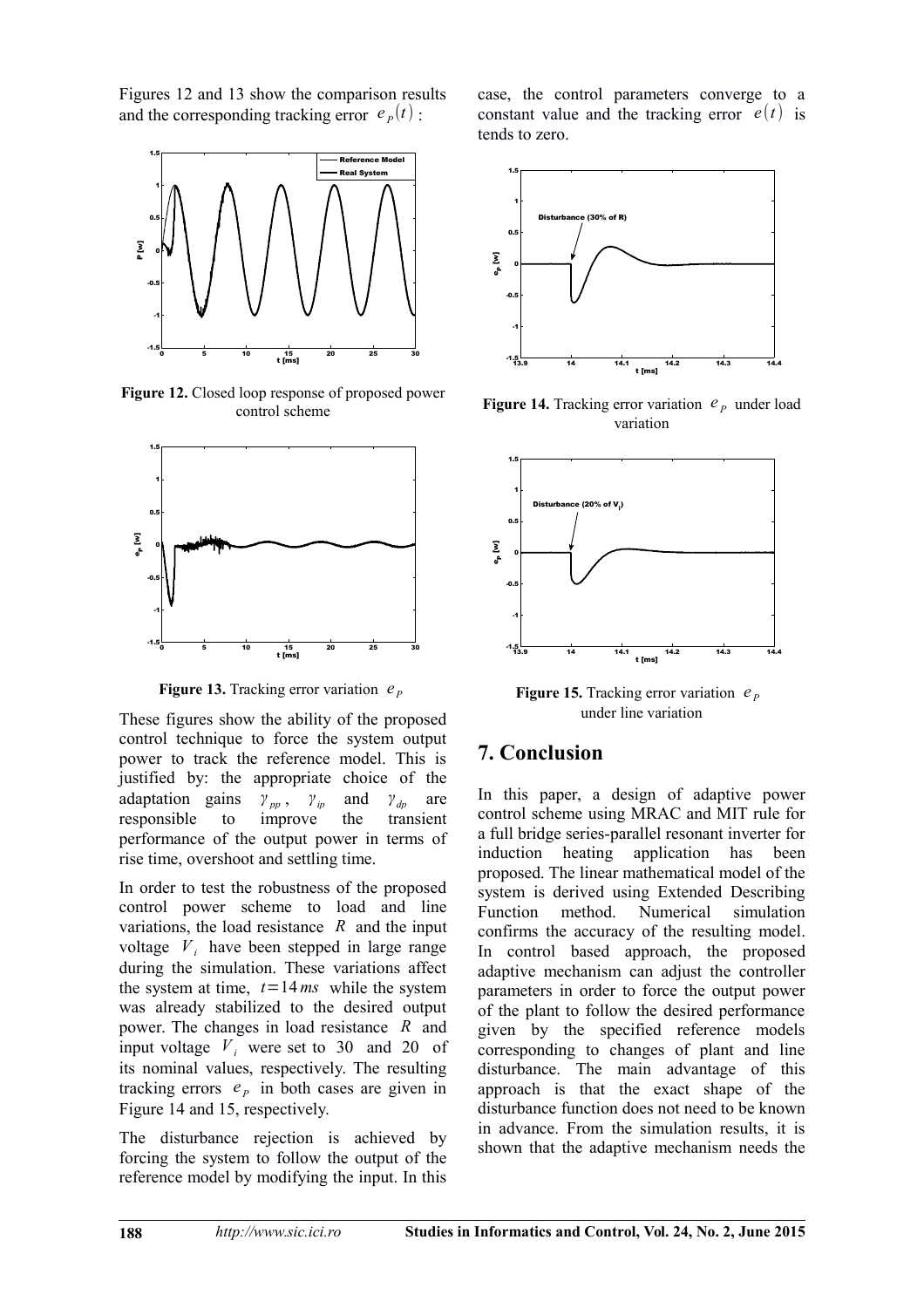Figures 12 and 13 show the comparison results and the corresponding tracking error $e_P(t)$:

**Figure 12.** Closed loop response of proposed power control scheme

**Figure 13.** Tracking error variation $e_P$

These figures show the ability of the proposed control technique to force the system output power to track the reference model. This is justified by: the appropriate choice of the adaptation gains $\gamma_{pp}$, $\gamma_{ip}$ and $\gamma_{dp}$ are responsible to improve the transient performance of the output power in terms of rise time, overshoot and settling time.

In order to test the robustness of the proposed control power scheme to load and line variations, the load resistance $R$ and the input voltage $V_i$ have been stepped in large range during the simulation. These variations affect the system at time, $t = 14\,ms$ while the system was already stabilized to the desired output power. The changes in load resistance $R$ and input voltage $V_i$ were set to 30 and 20 of its nominal values, respectively. The resulting tracking errors $e_P$ in both cases are given in Figure 14 and 15, respectively.

The disturbance rejection is achieved by forcing the system to follow the output of the reference model by modifying the input. In this case, the control parameters converge to a constant value and the tracking error $e(t)$ is tends to zero.

**Figure 14.** Tracking error variation $e_P$ under load variation

**Figure 15.** Tracking error variation $e_P$ under line variation

## 7. Conclusion

In this paper, a design of adaptive power control scheme using MRAC and MIT rule for a full bridge series-parallel resonant inverter for induction heating application has been proposed. The linear mathematical model of the system is derived using Extended Describing Function method. Numerical simulation confirms the accuracy of the resulting model. In control based approach, the proposed adaptive mechanism can adjust the controller parameters in order to force the output power of the plant to follow the desired performance given by the specified reference models corresponding to changes of plant and line disturbance. The main advantage of this approach is that the exact shape of the disturbance function does not need to be known in advance. From the simulation results, it is shown that the adaptive mechanism needs the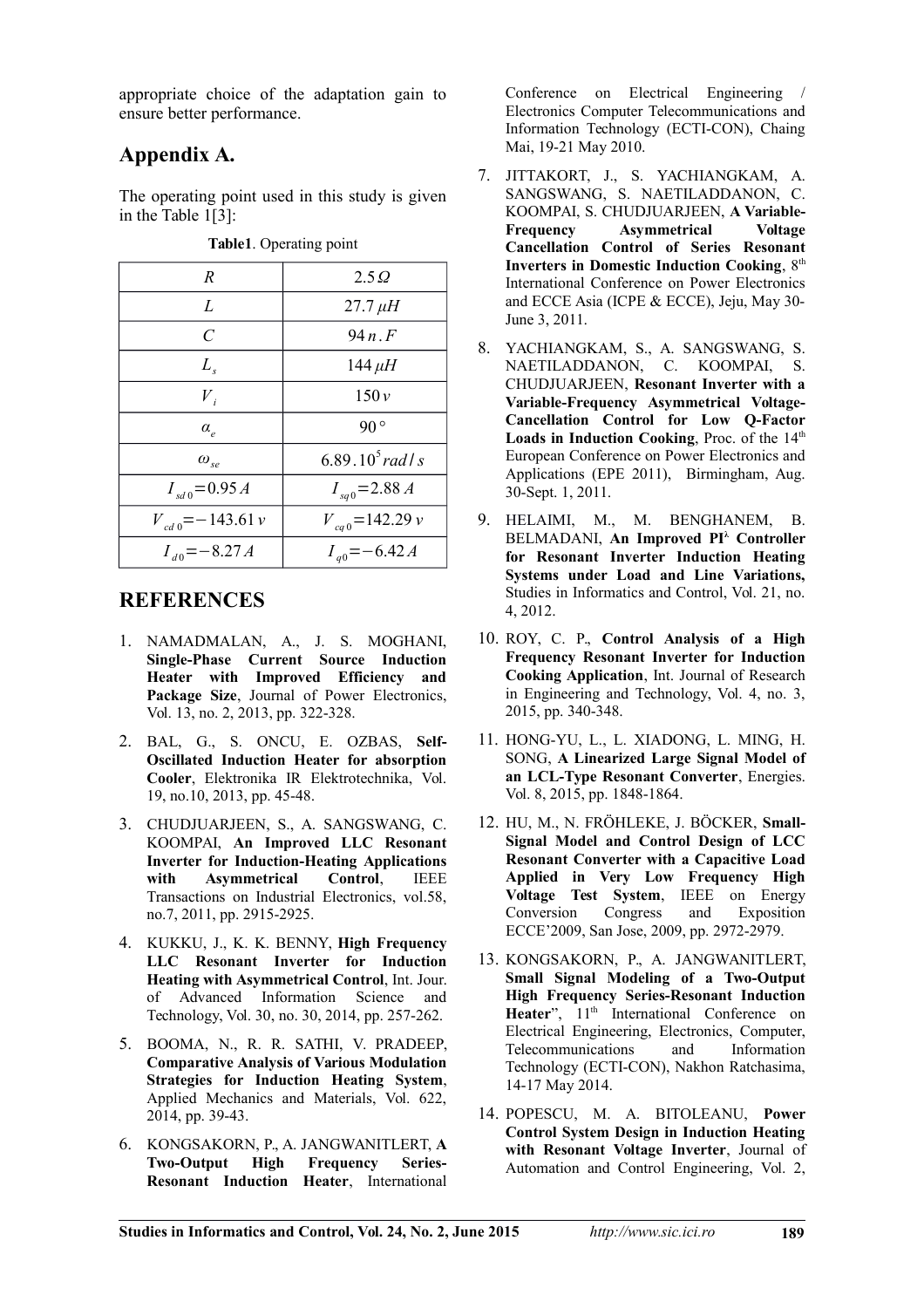appropriate choice of the adaptation gain to ensure better performance.

## Appendix A.

The operating point used in this study is given in the Table 1[3]:

**Table1**. Operating point

| | |
|---|---|
| $R$ | $2.5\,\Omega$ |
| $L$ | $27.7\,\mu H$ |
| $C$ | $94\,n.F$ |
| $L_s$ | $144\,\mu H$ |
| $V_i$ | $150\,v$ |
| $\alpha_e$ | $90°$ |
| $\omega_{se}$ | $6.89.10^5\,rad/s$ |
| $I_{sd0}=0.95\,A$ | $I_{sq0}=2.88\,A$ |
| $V_{cd0}=-143.61\,v$ | $V_{cq0}=142.29\,v$ |
| $I_{d0}=-8.27\,A$ | $I_{q0}=-6.42\,A$ |

## REFERENCES

1. NAMADMALAN, A., J. S. MOGHANI, **Single-Phase Current Source Induction Heater with Improved Efficiency and Package Size**, Journal of Power Electronics, Vol. 13, no. 2, 2013, pp. 322-328.
2. BAL, G., S. ONCU, E. OZBAS, **Self-Oscillated Induction Heater for absorption Cooler**, Elektronika IR Elektrotechnika, Vol. 19, no.10, 2013, pp. 45-48.
3. CHUDJUARJEEN, S., A. SANGSWANG, C. KOOMPAI, **An Improved LLC Resonant Inverter for Induction-Heating Applications with Asymmetrical Control**, IEEE Transactions on Industrial Electronics, vol.58, no.7, 2011, pp. 2915-2925.
4. KUKKU, J., K. K. BENNY, **High Frequency LLC Resonant Inverter for Induction Heating with Asymmetrical Control**, Int. Jour. of Advanced Information Science and Technology, Vol. 30, no. 30, 2014, pp. 257-262.
5. BOOMA, N., R. R. SATHI, V. PRADEEP, **Comparative Analysis of Various Modulation Strategies for Induction Heating System**, Applied Mechanics and Materials, Vol. 622, 2014, pp. 39-43.
6. KONGSAKORN, P., A. JANGWANITLERT, **A Two-Output High Frequency Series-Resonant Induction Heater**, International Conference on Electrical Engineering / Electronics Computer Telecommunications and Information Technology (ECTI-CON), Chaing Mai, 19-21 May 2010.
7. JITTAKORT, J., S. YACHIANGKAM, A. SANGSWANG, S. NAETILADDANON, C. KOOMPAI, S. CHUDJUARJEEN, **A Variable-Frequency Asymmetrical Voltage Cancellation Control of Series Resonant Inverters in Domestic Induction Cooking**, 8th International Conference on Power Electronics and ECCE Asia (ICPE & ECCE), Jeju, May 30-June 3, 2011.
8. YACHIANGKAM, S., A. SANGSWANG, S. NAETILADDANON, C. KOOMPAI, S. CHUDJUARJEEN, **Resonant Inverter with a Variable-Frequency Asymmetrical Voltage-Cancellation Control for Low Q-Factor Loads in Induction Cooking**, Proc. of the 14th European Conference on Power Electronics and Applications (EPE 2011), Birmingham, Aug. 30-Sept. 1, 2011.
9. HELAIMI, M., M. BENGHANEM, B. BELMADANI, **An Improved PI$^\lambda$ Controller for Resonant Inverter Induction Heating Systems under Load and Line Variations,** Studies in Informatics and Control, Vol. 21, no. 4, 2012.
10. ROY, C. P., **Control Analysis of a High Frequency Resonant Inverter for Induction Cooking Application**, Int. Journal of Research in Engineering and Technology, Vol. 4, no. 3, 2015, pp. 340-348.
11. HONG-YU, L., L. XIADONG, L. MING, H. SONG, **A Linearized Large Signal Model of an LCL-Type Resonant Converter**, Energies. Vol. 8, 2015, pp. 1848-1864.
12. HU, M., N. FRÖHLEKE, J. BÖCKER, **Small-Signal Model and Control Design of LCC Resonant Converter with a Capacitive Load Applied in Very Low Frequency High Voltage Test System**, IEEE on Energy Conversion Congress and Exposition ECCE'2009, San Jose, 2009, pp. 2972-2979.
13. KONGSAKORN, P., A. JANGWANITLERT, **Small Signal Modeling of a Two-Output High Frequency Series-Resonant Induction Heater**", 11th International Conference on Electrical Engineering, Electronics, Computer, Telecommunications and Information Technology (ECTI-CON), Nakhon Ratchasima, 14-17 May 2014.
14. POPESCU, M. A. BITOLEANU, **Power Control System Design in Induction Heating with Resonant Voltage Inverter**, Journal of Automation and Control Engineering, Vol. 2,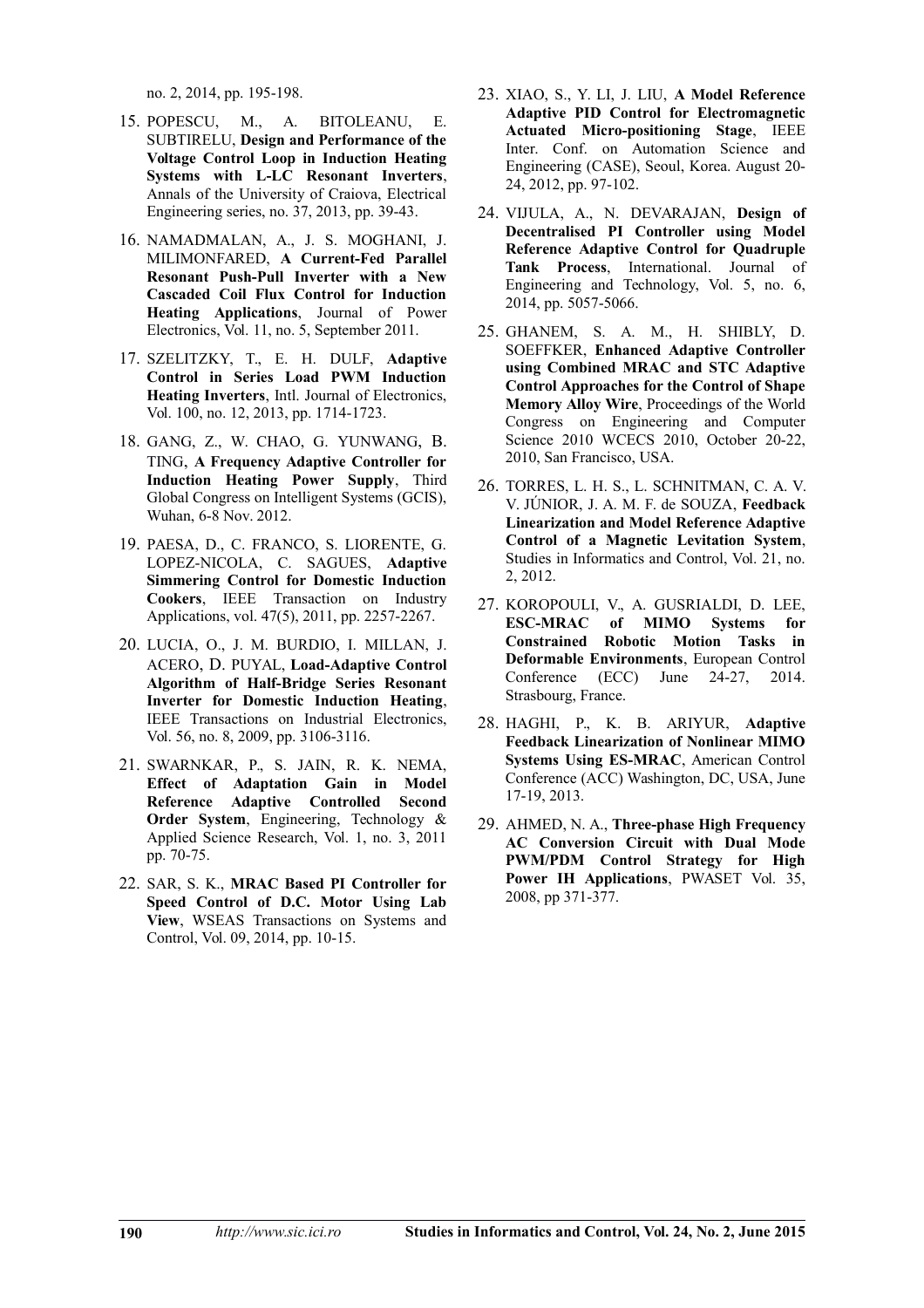no. 2, 2014, pp. 195-198.

15. POPESCU, M., A. BITOLEANU, E. SUBTIRELU, **Design and Performance of the Voltage Control Loop in Induction Heating Systems with L-LC Resonant Inverters**, Annals of the University of Craiova, Electrical Engineering series, no. 37, 2013, pp. 39-43.

16. NAMADMALAN, A., J. S. MOGHANI, J. MILIMONFARED, **A Current-Fed Parallel Resonant Push-Pull Inverter with a New Cascaded Coil Flux Control for Induction Heating Applications**, Journal of Power Electronics, Vol. 11, no. 5, September 2011.

17. SZELITZKY, T., E. H. DULF, **Adaptive Control in Series Load PWM Induction Heating Inverters**, Intl. Journal of Electronics, Vol. 100, no. 12, 2013, pp. 1714-1723.

18. GANG, Z., W. CHAO, G. YUNWANG, B. TING, **A Frequency Adaptive Controller for Induction Heating Power Supply**, Third Global Congress on Intelligent Systems (GCIS), Wuhan, 6-8 Nov. 2012.

19. PAESA, D., C. FRANCO, S. LIORENTE, G. LOPEZ-NICOLA, C. SAGUES, **Adaptive Simmering Control for Domestic Induction Cookers**, IEEE Transaction on Industry Applications, vol. 47(5), 2011, pp. 2257-2267.

20. LUCIA, O., J. M. BURDIO, I. MILLAN, J. ACERO, D. PUYAL, **Load-Adaptive Control Algorithm of Half-Bridge Series Resonant Inverter for Domestic Induction Heating**, IEEE Transactions on Industrial Electronics, Vol. 56, no. 8, 2009, pp. 3106-3116.

21. SWARNKAR, P., S. JAIN, R. K. NEMA, **Effect of Adaptation Gain in Model Reference Adaptive Controlled Second Order System**, Engineering, Technology & Applied Science Research, Vol. 1, no. 3, 2011 pp. 70-75.

22. SAR, S. K., **MRAC Based PI Controller for Speed Control of D.C. Motor Using Lab View**, WSEAS Transactions on Systems and Control, Vol. 09, 2014, pp. 10-15.

23. XIAO, S., Y. LI, J. LIU, **A Model Reference Adaptive PID Control for Electromagnetic Actuated Micro-positioning Stage**, IEEE Inter. Conf. on Automation Science and Engineering (CASE), Seoul, Korea. August 20-24, 2012, pp. 97-102.

24. VIJULA, A., N. DEVARAJAN, **Design of Decentralised PI Controller using Model Reference Adaptive Control for Quadruple Tank Process**, International. Journal of Engineering and Technology, Vol. 5, no. 6, 2014, pp. 5057-5066.

25. GHANEM, S. A. M., H. SHIBLY, D. SOEFFKER, **Enhanced Adaptive Controller using Combined MRAC and STC Adaptive Control Approaches for the Control of Shape Memory Alloy Wire**, Proceedings of the World Congress on Engineering and Computer Science 2010 WCECS 2010, October 20-22, 2010, San Francisco, USA.

26. TORRES, L. H. S., L. SCHNITMAN, C. A. V. V. JÚNIOR, J. A. M. F. de SOUZA, **Feedback Linearization and Model Reference Adaptive Control of a Magnetic Levitation System**, Studies in Informatics and Control, Vol. 21, no. 2, 2012.

27. KOROPOULI, V., A. GUSRIALDI, D. LEE, **ESC-MRAC of MIMO Systems for Constrained Robotic Motion Tasks in Deformable Environments**, European Control Conference (ECC) June 24-27, 2014. Strasbourg, France.

28. HAGHI, P., K. B. ARIYUR, **Adaptive Feedback Linearization of Nonlinear MIMO Systems Using ES-MRAC**, American Control Conference (ACC) Washington, DC, USA, June 17-19, 2013.

29. AHMED, N. A., **Three-phase High Frequency AC Conversion Circuit with Dual Mode PWM/PDM Control Strategy for High Power IH Applications**, PWASET Vol. 35, 2008, pp 371-377.